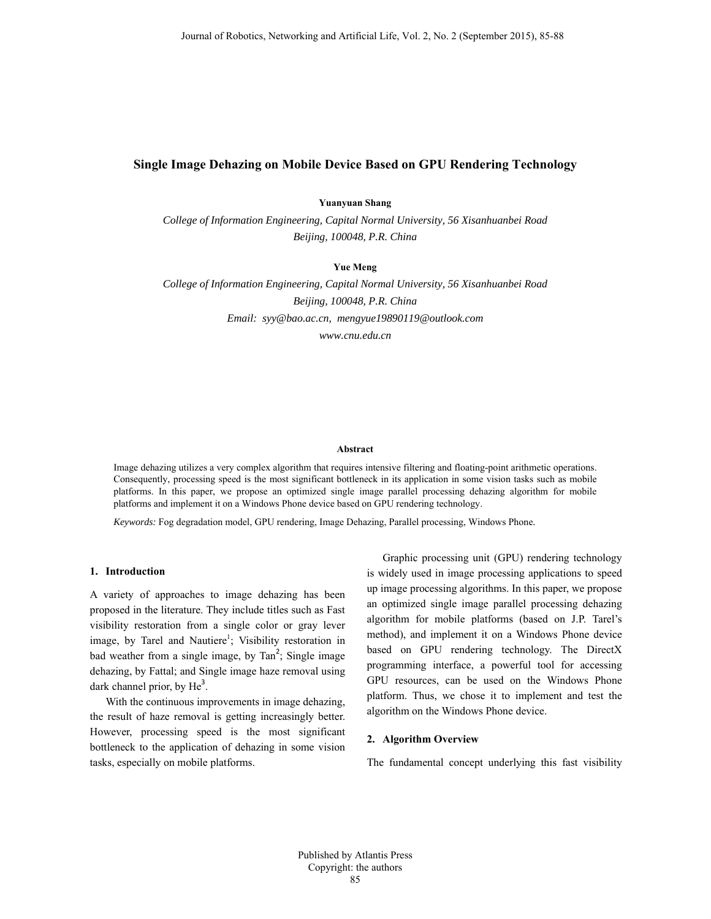# Single Image Dehazing on Mobile Device Based on GPU Rendering Technology

**Yuanyuan Shang**

*College of Information Engineering, Capital Normal University, 56 Xisanhuanbei Road*
*Beijing, 100048, P.R. China*

**Yue Meng**

*College of Information Engineering, Capital Normal University, 56 Xisanhuanbei Road*
*Beijing, 100048, P.R. China*
*Email: syy@bao.ac.cn, mengyue19890119@outlook.com*
*www.cnu.edu.cn*

**Abstract**

Image dehazing utilizes a very complex algorithm that requires intensive filtering and floating-point arithmetic operations. Consequently, processing speed is the most significant bottleneck in its application in some vision tasks such as mobile platforms. In this paper, we propose an optimized single image parallel processing dehazing algorithm for mobile platforms and implement it on a Windows Phone device based on GPU rendering technology.

*Keywords:* Fog degradation model, GPU rendering, Image Dehazing, Parallel processing, Windows Phone.

## 1. Introduction

A variety of approaches to image dehazing has been proposed in the literature. They include titles such as Fast visibility restoration from a single color or gray lever image, by Tarel and Nautiere[1]; Visibility restoration in bad weather from a single image, by Tan[2]; Single image dehazing, by Fattal; and Single image haze removal using dark channel prior, by He[3].

With the continuous improvements in image dehazing, the result of haze removal is getting increasingly better. However, processing speed is the most significant bottleneck to the application of dehazing in some vision tasks, especially on mobile platforms.

Graphic processing unit (GPU) rendering technology is widely used in image processing applications to speed up image processing algorithms. In this paper, we propose an optimized single image parallel processing dehazing algorithm for mobile platforms (based on J.P. Tarel's method), and implement it on a Windows Phone device based on GPU rendering technology. The DirectX programming interface, a powerful tool for accessing GPU resources, can be used on the Windows Phone platform. Thus, we chose it to implement and test the algorithm on the Windows Phone device.

## 2. Algorithm Overview

The fundamental concept underlying this fast visibility

Published by Atlantis Press
Copyright: the authors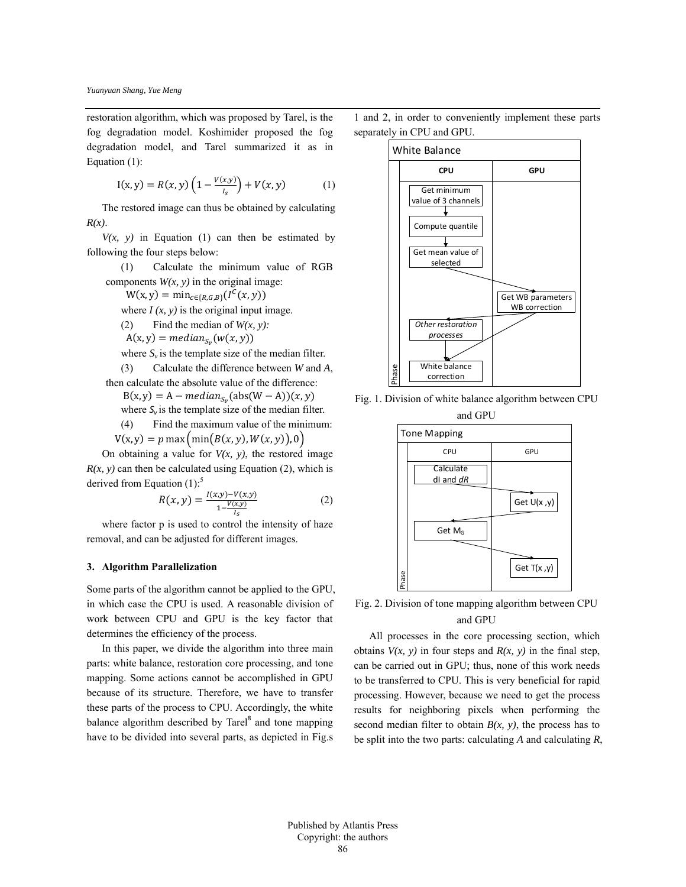restoration algorithm, which was proposed by Tarel, is the fog degradation model. Koshimider proposed the fog degradation model, and Tarel summarized it as in Equation (1):

$$\mathrm{I}(\mathrm{x},\mathrm{y}) = R(x,y)\left(1 - \frac{V(x,y)}{I_s}\right) + V(x,y) \qquad (1)$$

The restored image can thus be obtained by calculating *R(x)*.

*V(x, y)* in Equation (1) can then be estimated by following the four steps below:

(1) Calculate the minimum value of RGB components *W(x, y)* in the original image:

$$\mathrm{W}(\mathrm{x},\mathrm{y}) = \min_{c\in\{R,G,B\}}(I^C(x,\mathrm{y}))$$

where *I (x, y)* is the original input image.

(2) Find the median of *W(x, y):*

$$\mathrm{A}(\mathrm{x},\mathrm{y}) = median_{S_v}(w(x,y))$$

where $S_v$ is the template size of the median filter.

(3) Calculate the difference between *W* and *A*, then calculate the absolute value of the difference:

$$\mathrm{B}(\mathrm{x},\mathrm{y}) = \mathrm{A} - median_{S_v}(\mathrm{abs}(\mathrm{W}-\mathrm{A}))(x,y)$$

where $S_v$ is the template size of the median filter.

(4) Find the maximum value of the minimum:

$$\mathrm{V}(\mathrm{x},\mathrm{y}) = p\max\left(\min\left(B(x,y),W(x,y)\right),0\right)$$

On obtaining a value for *V(x, y)*, the restored image *R(x, y)* can then be calculated using Equation (2), which is derived from Equation (1):[5]

$$R(x,y) = \frac{I(x,y)-V(x,y)}{1-\frac{V(x,y)}{I_S}} \qquad (2)$$

where factor p is used to control the intensity of haze removal, and can be adjusted for different images.

## 3. Algorithm Parallelization

Some parts of the algorithm cannot be applied to the GPU, in which case the CPU is used. A reasonable division of work between CPU and GPU is the key factor that determines the efficiency of the process.

In this paper, we divide the algorithm into three main parts: white balance, restoration core processing, and tone mapping. Some actions cannot be accomplished in GPU because of its structure. Therefore, we have to transfer these parts of the process to CPU. Accordingly, the white balance algorithm described by Tarel[8] and tone mapping have to be divided into several parts, as depicted in Fig.s 1 and 2, in order to conveniently implement these parts separately in CPU and GPU.

White Balance

| Phase | CPU | GPU |
|---|---|---|
| | Get minimum value of 3 channels | |
| | Compute quantile | |
| | Get mean value of selected | |
| | | Get WB parameters WB correction |
| | *Other restoration processes* | |
| | White balance correction | |

Fig. 1. Division of white balance algorithm between CPU and GPU

Tone Mapping

| Phase | CPU | GPU |
|---|---|---|
| | Calculate dI and *dR* | |
| | | Get U(x ,y) |
| | Get $M_G$ | |
| | | Get T(x ,y) |

Fig. 2. Division of tone mapping algorithm between CPU and GPU

All processes in the core processing section, which obtains *V(x, y)* in four steps and *R(x, y)* in the final step, can be carried out in GPU; thus, none of this work needs to be transferred to CPU. This is very beneficial for rapid processing. However, because we need to get the process results for neighboring pixels when performing the second median filter to obtain *B(x, y)*, the process has to be split into the two parts: calculating *A* and calculating *R*,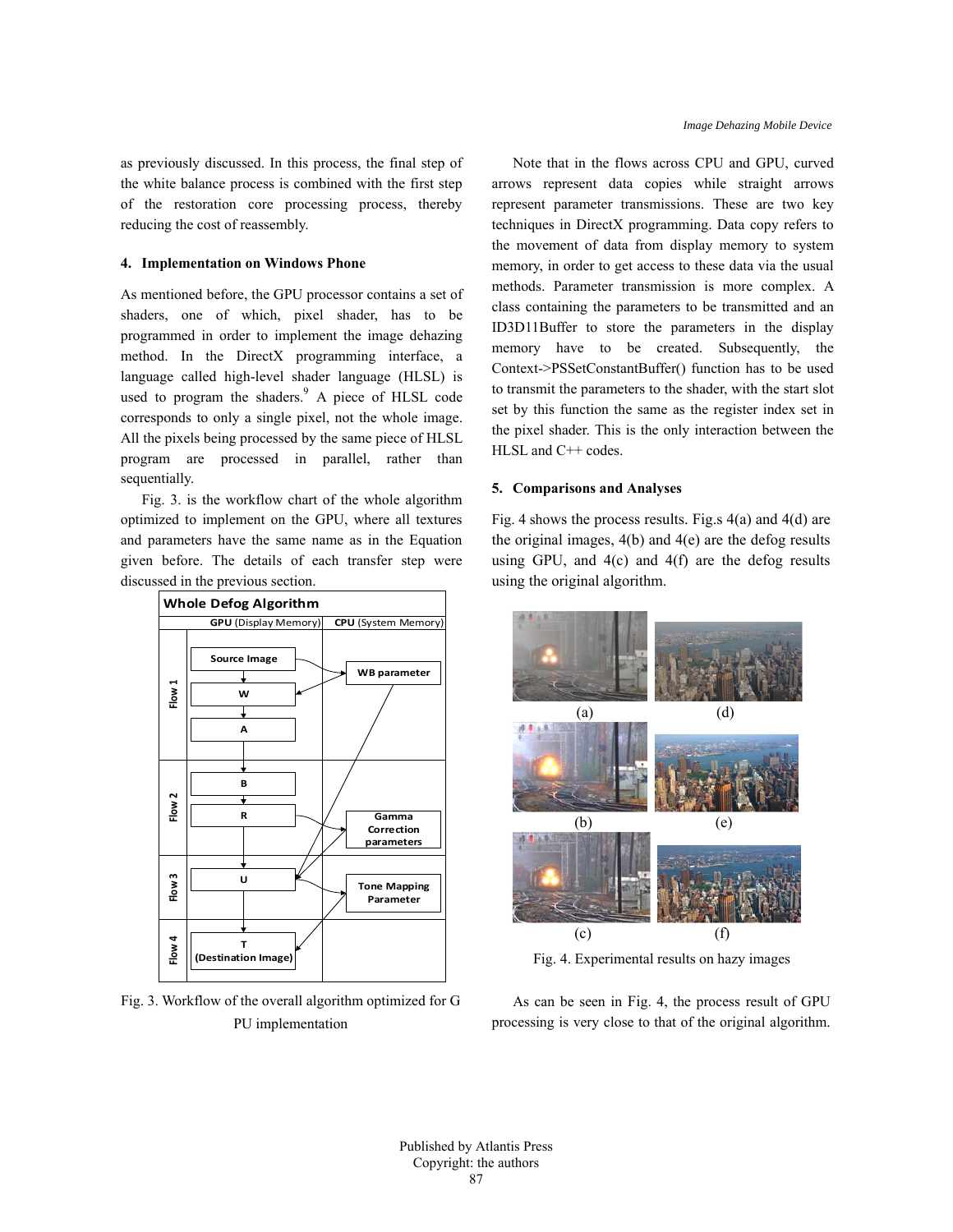as previously discussed. In this process, the final step of the white balance process is combined with the first step of the restoration core processing process, thereby reducing the cost of reassembly.

## 4. Implementation on Windows Phone

As mentioned before, the GPU processor contains a set of shaders, one of which, pixel shader, has to be programmed in order to implement the image dehazing method. In the DirectX programming interface, a language called high-level shader language (HLSL) is used to program the shaders.[9] A piece of HLSL code corresponds to only a single pixel, not the whole image. All the pixels being processed by the same piece of HLSL program are processed in parallel, rather than sequentially.

Fig. 3. is the workflow chart of the whole algorithm optimized to implement on the GPU, where all textures and parameters have the same name as in the Equation given before. The details of each transfer step were discussed in the previous section.

Fig. 3. Workflow of the overall algorithm optimized for GPU implementation

Note that in the flows across CPU and GPU, curved arrows represent data copies while straight arrows represent parameter transmissions. These are two key techniques in DirectX programming. Data copy refers to the movement of data from display memory to system memory, in order to get access to these data via the usual methods. Parameter transmission is more complex. A class containing the parameters to be transmitted and an ID3D11Buffer to store the parameters in the display memory have to be created. Subsequently, the Context->PSSetConstantBuffer() function has to be used to transmit the parameters to the shader, with the start slot set by this function the same as the register index set in the pixel shader. This is the only interaction between the HLSL and C++ codes.

## 5. Comparisons and Analyses

Fig. 4 shows the process results. Fig.s 4(a) and 4(d) are the original images, 4(b) and 4(e) are the defog results using GPU, and 4(c) and 4(f) are the defog results using the original algorithm.

Fig. 4. Experimental results on hazy images

As can be seen in Fig. 4, the process result of GPU processing is very close to that of the original algorithm.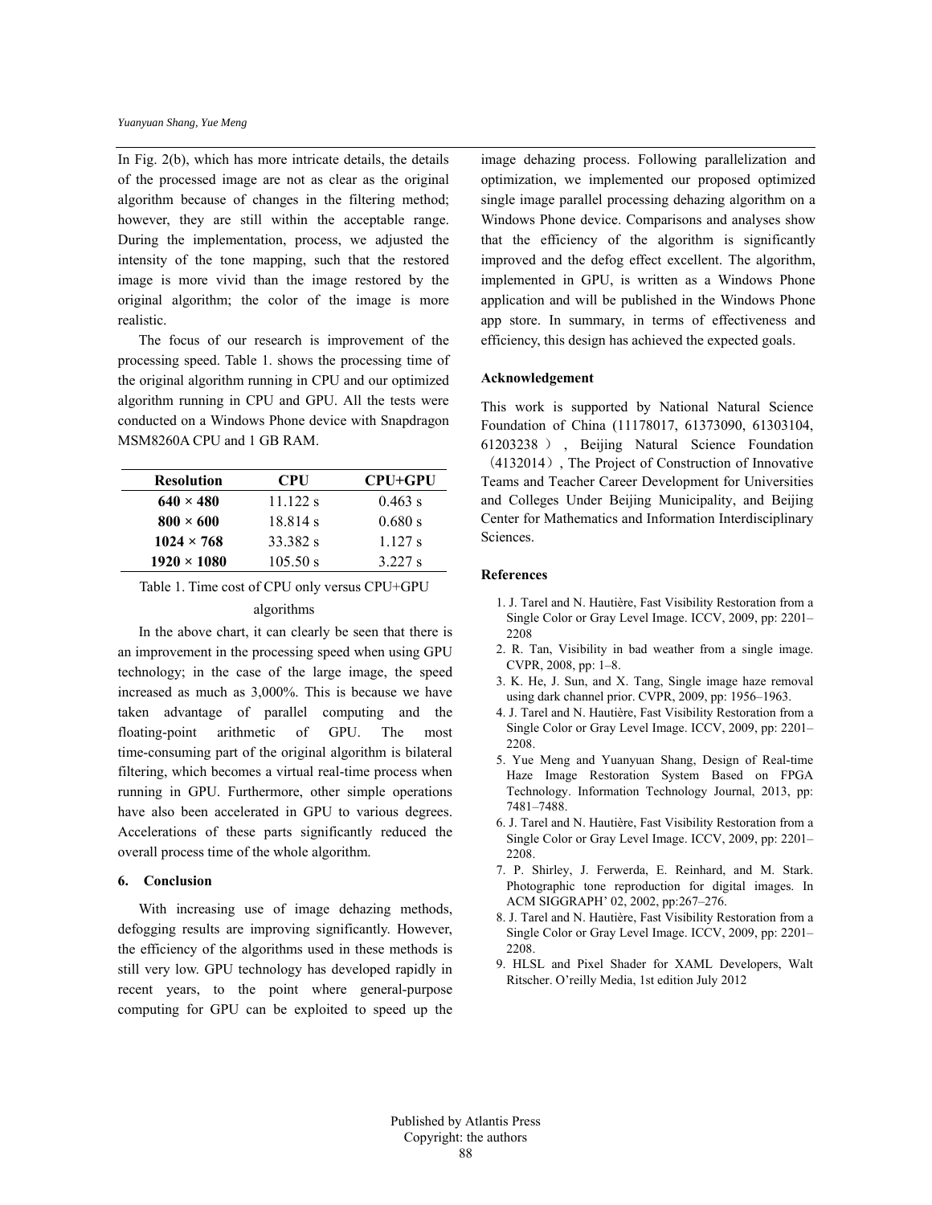In Fig. 2(b), which has more intricate details, the details of the processed image are not as clear as the original algorithm because of changes in the filtering method; however, they are still within the acceptable range. During the implementation, process, we adjusted the intensity of the tone mapping, such that the restored image is more vivid than the image restored by the original algorithm; the color of the image is more realistic.

The focus of our research is improvement of the processing speed. Table 1. shows the processing time of the original algorithm running in CPU and our optimized algorithm running in CPU and GPU. All the tests were conducted on a Windows Phone device with Snapdragon MSM8260A CPU and 1 GB RAM.

| Resolution | CPU | CPU+GPU |
|---|---|---|
| **640 × 480** | 11.122 s | 0.463 s |
| **800 × 600** | 18.814 s | 0.680 s |
| **1024 × 768** | 33.382 s | 1.127 s |
| **1920 × 1080** | 105.50 s | 3.227 s |

Table 1. Time cost of CPU only versus CPU+GPU algorithms

In the above chart, it can clearly be seen that there is an improvement in the processing speed when using GPU technology; in the case of the large image, the speed increased as much as 3,000%. This is because we have taken advantage of parallel computing and the floating-point arithmetic of GPU. The most time-consuming part of the original algorithm is bilateral filtering, which becomes a virtual real-time process when running in GPU. Furthermore, other simple operations have also been accelerated in GPU to various degrees. Accelerations of these parts significantly reduced the overall process time of the whole algorithm.

## 6. Conclusion

With increasing use of image dehazing methods, defogging results are improving significantly. However, the efficiency of the algorithms used in these methods is still very low. GPU technology has developed rapidly in recent years, to the point where general-purpose computing for GPU can be exploited to speed up the image dehazing process. Following parallelization and optimization, we implemented our proposed optimized single image parallel processing dehazing algorithm on a Windows Phone device. Comparisons and analyses show that the efficiency of the algorithm is significantly improved and the defog effect excellent. The algorithm, implemented in GPU, is written as a Windows Phone application and will be published in the Windows Phone app store. In summary, in terms of effectiveness and efficiency, this design has achieved the expected goals.

## Acknowledgement

This work is supported by National Natural Science Foundation of China (11178017, 61373090, 61303104, 61203238）, Beijing Natural Science Foundation（4132014）, The Project of Construction of Innovative Teams and Teacher Career Development for Universities and Colleges Under Beijing Municipality, and Beijing Center for Mathematics and Information Interdisciplinary Sciences.

## References

1. J. Tarel and N. Hautière, Fast Visibility Restoration from a Single Color or Gray Level Image. ICCV, 2009, pp: 2201–2208
2. R. Tan, Visibility in bad weather from a single image. CVPR, 2008, pp: 1–8.
3. K. He, J. Sun, and X. Tang, Single image haze removal using dark channel prior. CVPR, 2009, pp: 1956–1963.
4. J. Tarel and N. Hautière, Fast Visibility Restoration from a Single Color or Gray Level Image. ICCV, 2009, pp: 2201–2208.
5. Yue Meng and Yuanyuan Shang, Design of Real-time Haze Image Restoration System Based on FPGA Technology. Information Technology Journal, 2013, pp: 7481–7488.
6. J. Tarel and N. Hautière, Fast Visibility Restoration from a Single Color or Gray Level Image. ICCV, 2009, pp: 2201–2208.
7. P. Shirley, J. Ferwerda, E. Reinhard, and M. Stark. Photographic tone reproduction for digital images. In ACM SIGGRAPH' 02, 2002, pp:267–276.
8. J. Tarel and N. Hautière, Fast Visibility Restoration from a Single Color or Gray Level Image. ICCV, 2009, pp: 2201–2208.
9. HLSL and Pixel Shader for XAML Developers, Walt Ritscher. O'reilly Media, 1st edition July 2012